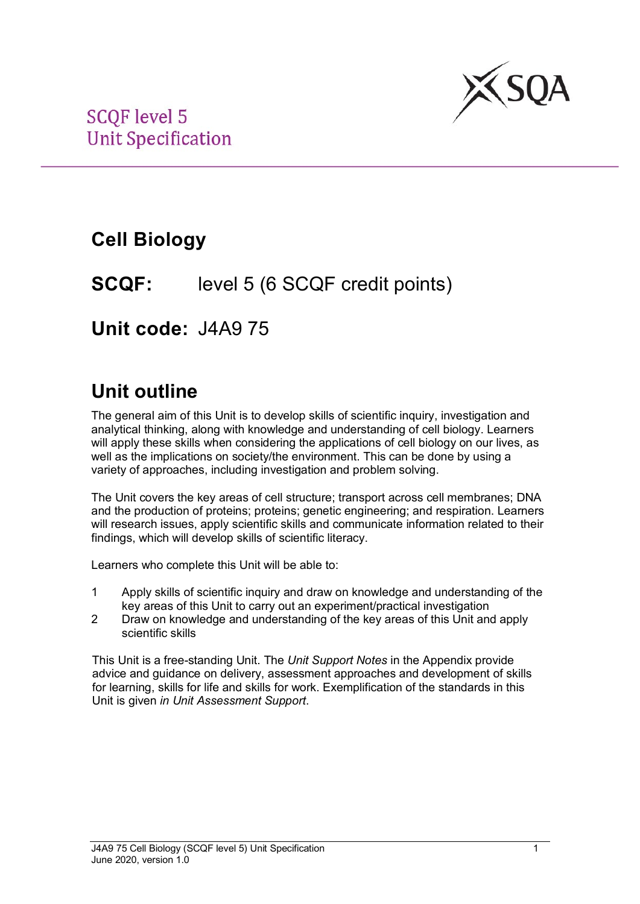SCQF level 5
Unit Specification

# Cell Biology

## SCQF: level 5 (6 SCQF credit points)

## Unit code: J4A9 75

## Unit outline

The general aim of this Unit is to develop skills of scientific inquiry, investigation and analytical thinking, along with knowledge and understanding of cell biology. Learners will apply these skills when considering the applications of cell biology on our lives, as well as the implications on society/the environment. This can be done by using a variety of approaches, including investigation and problem solving.

The Unit covers the key areas of cell structure; transport across cell membranes; DNA and the production of proteins; proteins; genetic engineering; and respiration. Learners will research issues, apply scientific skills and communicate information related to their findings, which will develop skills of scientific literacy.

Learners who complete this Unit will be able to:

1. Apply skills of scientific inquiry and draw on knowledge and understanding of the key areas of this Unit to carry out an experiment/practical investigation
2. Draw on knowledge and understanding of the key areas of this Unit and apply scientific skills

This Unit is a free-standing Unit. The *Unit Support Notes* in the Appendix provide advice and guidance on delivery, assessment approaches and development of skills for learning, skills for life and skills for work. Exemplification of the standards in this Unit is given *in Unit Assessment Support*.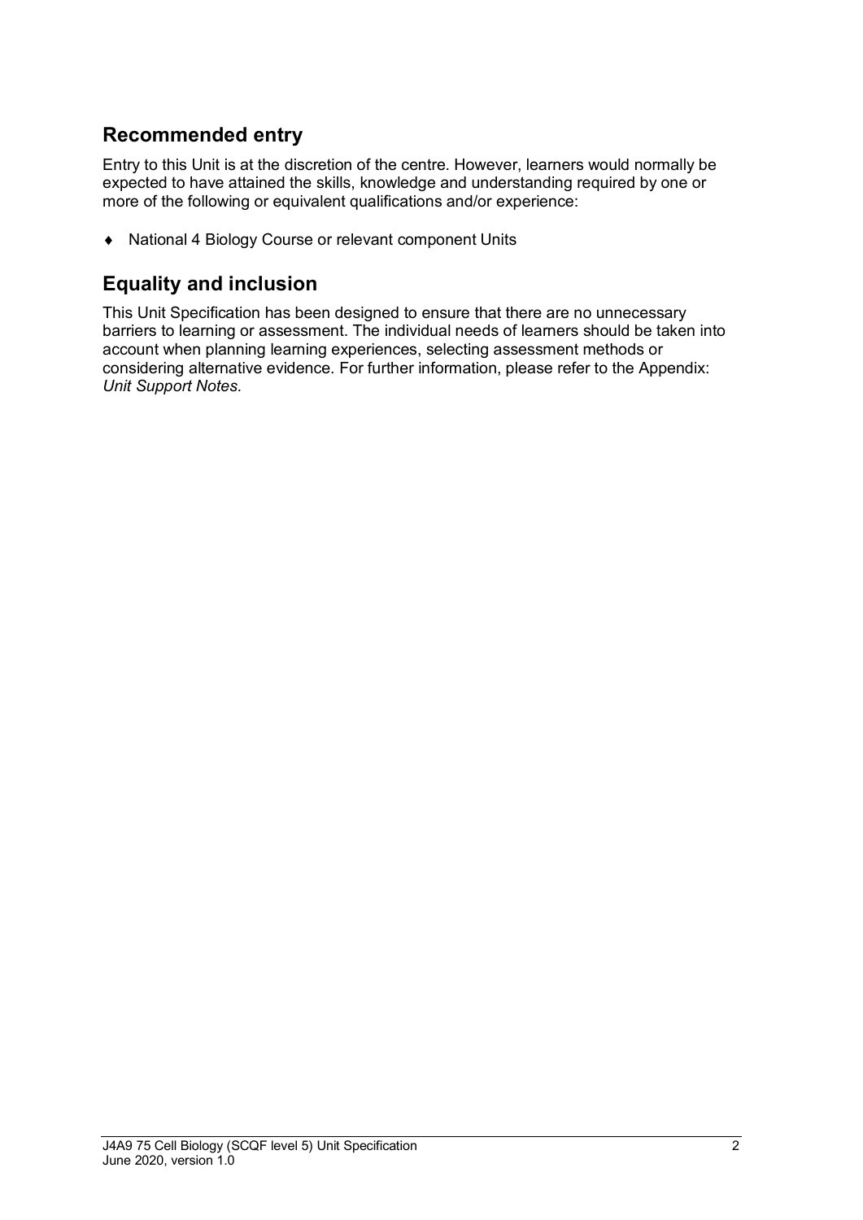## Recommended entry

Entry to this Unit is at the discretion of the centre. However, learners would normally be expected to have attained the skills, knowledge and understanding required by one or more of the following or equivalent qualifications and/or experience:

- National 4 Biology Course or relevant component Units

## Equality and inclusion

This Unit Specification has been designed to ensure that there are no unnecessary barriers to learning or assessment. The individual needs of learners should be taken into account when planning learning experiences, selecting assessment methods or considering alternative evidence. For further information, please refer to the Appendix: *Unit Support Notes.*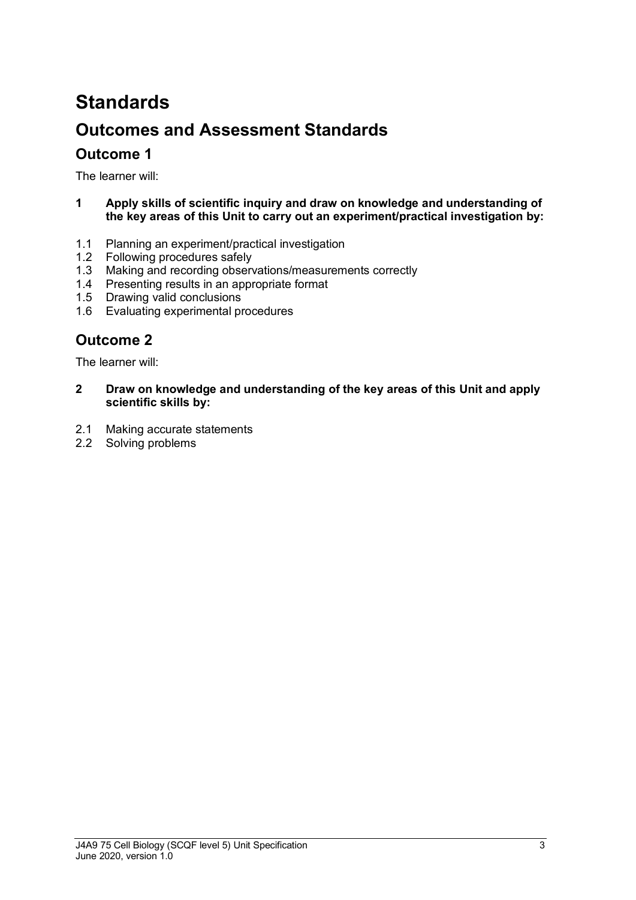# Standards

## Outcomes and Assessment Standards

### Outcome 1

The learner will:

**1 Apply skills of scientific inquiry and draw on knowledge and understanding of the key areas of this Unit to carry out an experiment/practical investigation by:**

1.1 Planning an experiment/practical investigation
1.2 Following procedures safely
1.3 Making and recording observations/measurements correctly
1.4 Presenting results in an appropriate format
1.5 Drawing valid conclusions
1.6 Evaluating experimental procedures

### Outcome 2

The learner will:

**2 Draw on knowledge and understanding of the key areas of this Unit and apply scientific skills by:**

2.1 Making accurate statements
2.2 Solving problems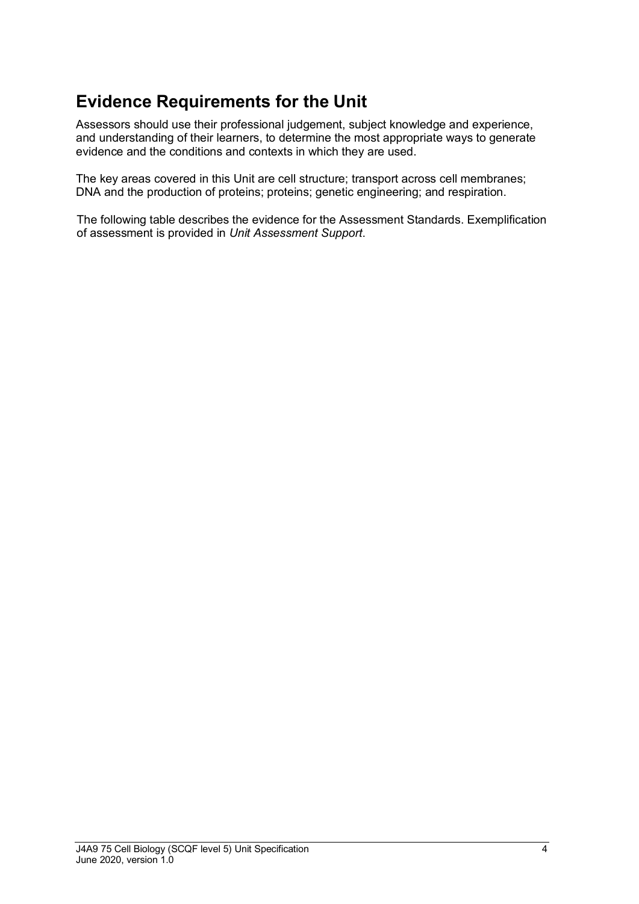## Evidence Requirements for the Unit

Assessors should use their professional judgement, subject knowledge and experience, and understanding of their learners, to determine the most appropriate ways to generate evidence and the conditions and contexts in which they are used.

The key areas covered in this Unit are cell structure; transport across cell membranes; DNA and the production of proteins; proteins; genetic engineering; and respiration.

The following table describes the evidence for the Assessment Standards. Exemplification of assessment is provided in *Unit Assessment Support*.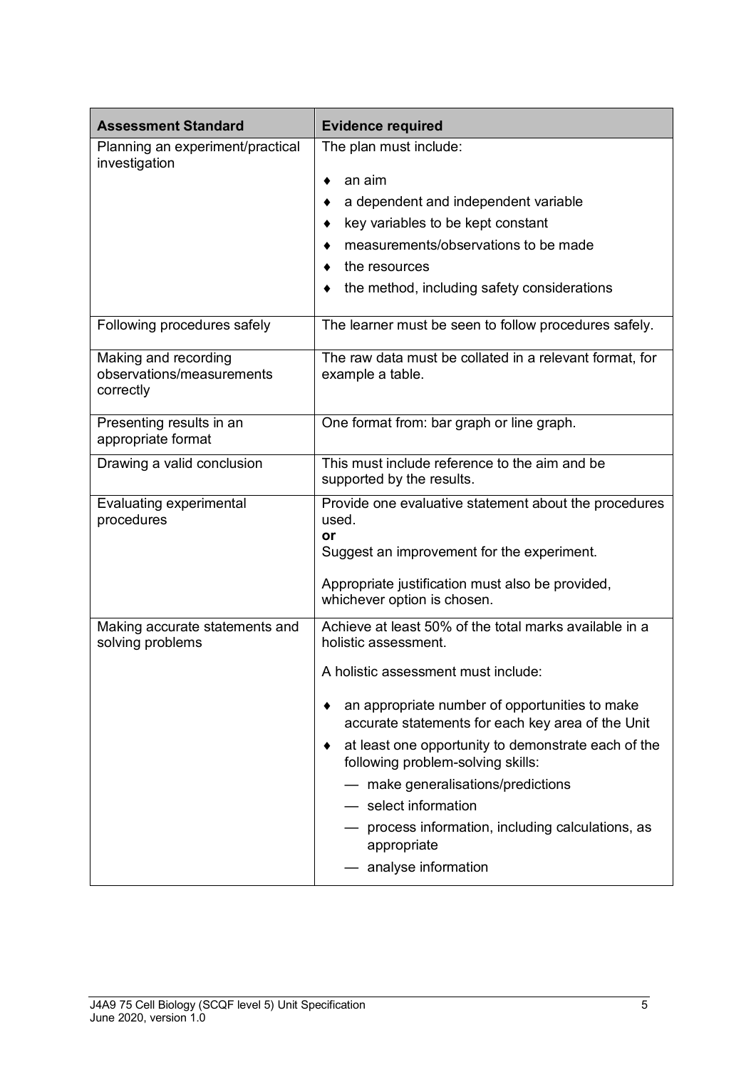| Assessment Standard | Evidence required |
|---|---|
| Planning an experiment/practical investigation | The plan must include:<br><br>♦ an aim<br>♦ a dependent and independent variable<br>♦ key variables to be kept constant<br>♦ measurements/observations to be made<br>♦ the resources<br>♦ the method, including safety considerations |
| Following procedures safely | The learner must be seen to follow procedures safely. |
| Making and recording observations/measurements correctly | The raw data must be collated in a relevant format, for example a table. |
| Presenting results in an appropriate format | One format from: bar graph or line graph. |
| Drawing a valid conclusion | This must include reference to the aim and be supported by the results. |
| Evaluating experimental procedures | Provide one evaluative statement about the procedures used.<br>**or**<br>Suggest an improvement for the experiment.<br><br>Appropriate justification must also be provided, whichever option is chosen. |
| Making accurate statements and solving problems | Achieve at least 50% of the total marks available in a holistic assessment.<br><br>A holistic assessment must include:<br><br>♦ an appropriate number of opportunities to make accurate statements for each key area of the Unit<br>♦ at least one opportunity to demonstrate each of the following problem-solving skills:<br>— make generalisations/predictions<br>— select information<br>— process information, including calculations, as appropriate<br>— analyse information |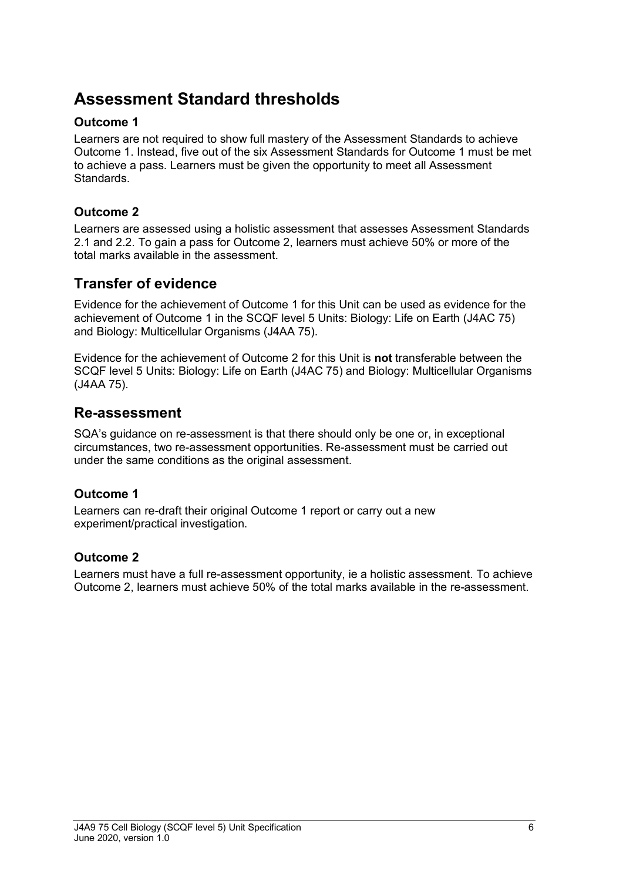## Assessment Standard thresholds

### Outcome 1

Learners are not required to show full mastery of the Assessment Standards to achieve Outcome 1. Instead, five out of the six Assessment Standards for Outcome 1 must be met to achieve a pass. Learners must be given the opportunity to meet all Assessment Standards.

### Outcome 2

Learners are assessed using a holistic assessment that assesses Assessment Standards 2.1 and 2.2. To gain a pass for Outcome 2, learners must achieve 50% or more of the total marks available in the assessment.

## Transfer of evidence

Evidence for the achievement of Outcome 1 for this Unit can be used as evidence for the achievement of Outcome 1 in the SCQF level 5 Units: Biology: Life on Earth (J4AC 75) and Biology: Multicellular Organisms (J4AA 75).

Evidence for the achievement of Outcome 2 for this Unit is **not** transferable between the SCQF level 5 Units: Biology: Life on Earth (J4AC 75) and Biology: Multicellular Organisms (J4AA 75).

## Re-assessment

SQA's guidance on re-assessment is that there should only be one or, in exceptional circumstances, two re-assessment opportunities. Re-assessment must be carried out under the same conditions as the original assessment.

### Outcome 1

Learners can re-draft their original Outcome 1 report or carry out a new experiment/practical investigation.

### Outcome 2

Learners must have a full re-assessment opportunity, ie a holistic assessment. To achieve Outcome 2, learners must achieve 50% of the total marks available in the re-assessment.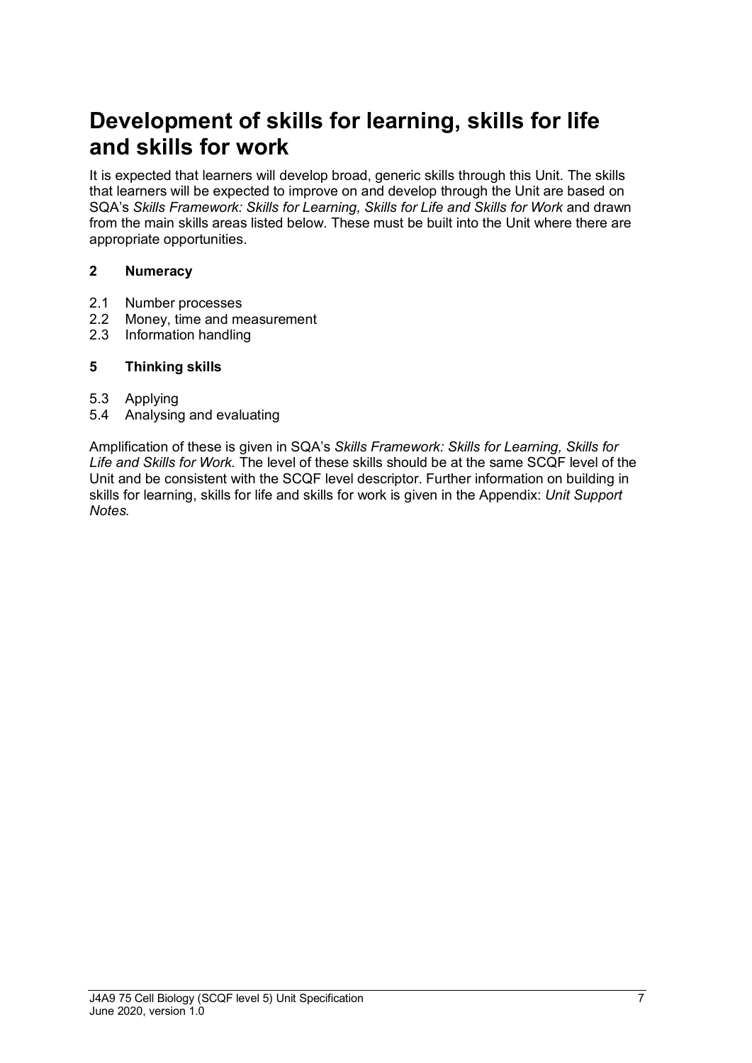# Development of skills for learning, skills for life and skills for work

It is expected that learners will develop broad, generic skills through this Unit. The skills that learners will be expected to improve on and develop through the Unit are based on SQA's *Skills Framework: Skills for Learning, Skills for Life and Skills for Work* and drawn from the main skills areas listed below. These must be built into the Unit where there are appropriate opportunities.

**2 Numeracy**

2.1 Number processes
2.2 Money, time and measurement
2.3 Information handling

**5 Thinking skills**

5.3 Applying
5.4 Analysing and evaluating

Amplification of these is given in SQA's *Skills Framework: Skills for Learning, Skills for Life and Skills for Work.* The level of these skills should be at the same SCQF level of the Unit and be consistent with the SCQF level descriptor. Further information on building in skills for learning, skills for life and skills for work is given in the Appendix: *Unit Support Notes.*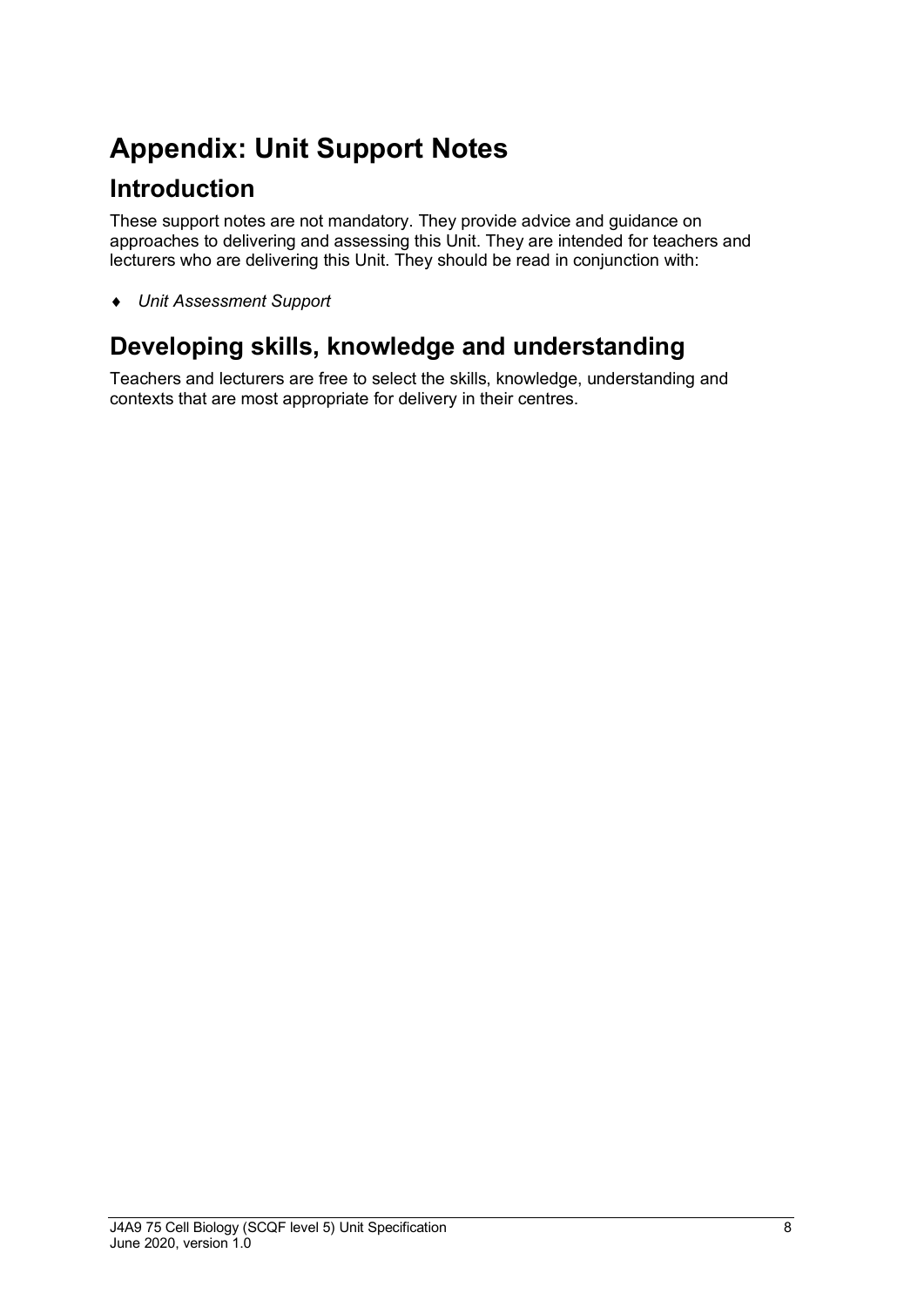# Appendix: Unit Support Notes

## Introduction

These support notes are not mandatory. They provide advice and guidance on approaches to delivering and assessing this Unit. They are intended for teachers and lecturers who are delivering this Unit. They should be read in conjunction with:

- *Unit Assessment Support*

## Developing skills, knowledge and understanding

Teachers and lecturers are free to select the skills, knowledge, understanding and contexts that are most appropriate for delivery in their centres.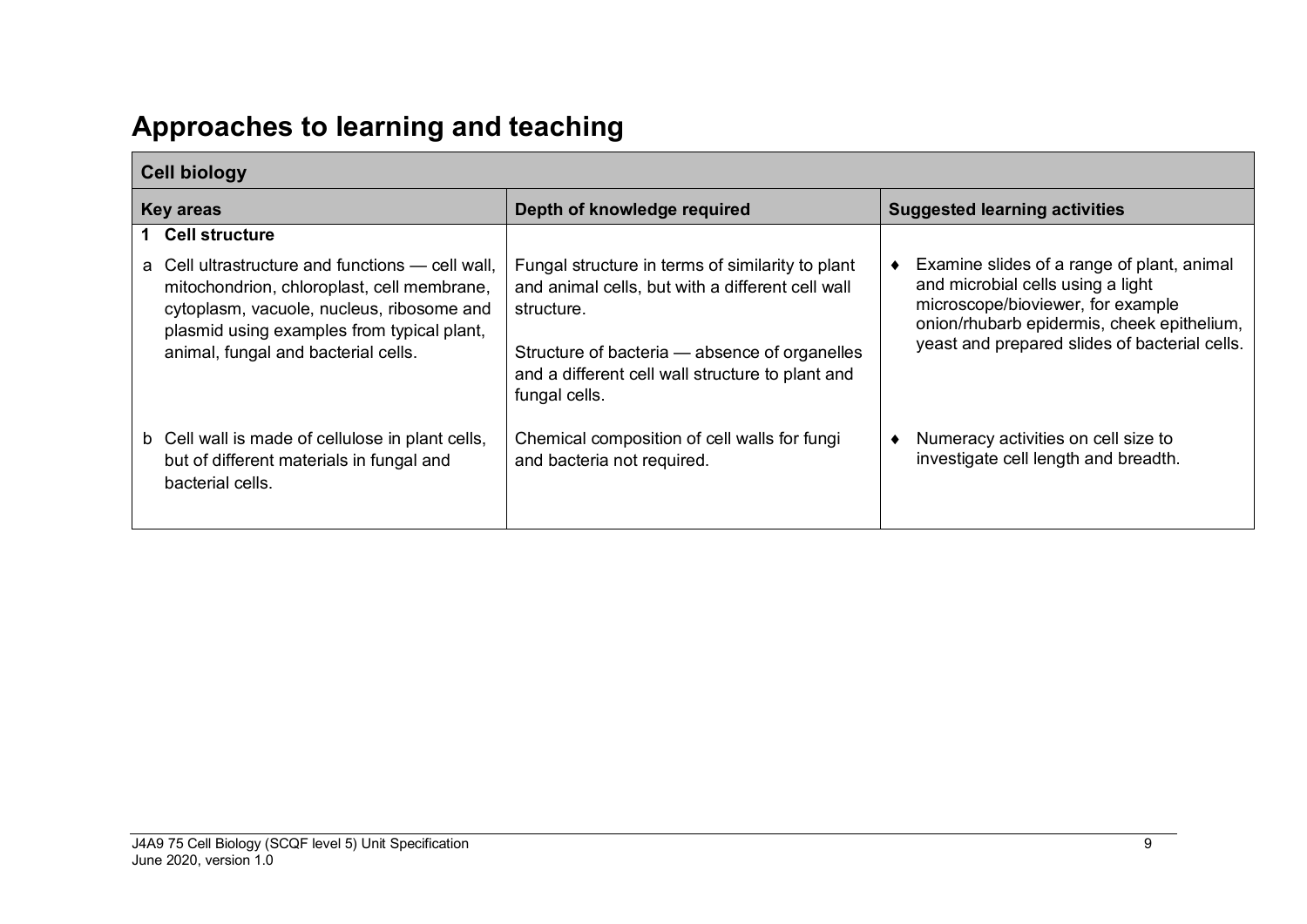## Approaches to learning and teaching

| Cell biology | | |
|---|---|---|
| **Key areas** | **Depth of knowledge required** | **Suggested learning activities** |
| **1 Cell structure** | | |
| a Cell ultrastructure and functions — cell wall, mitochondrion, chloroplast, cell membrane, cytoplasm, vacuole, nucleus, ribosome and plasmid using examples from typical plant, animal, fungal and bacterial cells. | Fungal structure in terms of similarity to plant and animal cells, but with a different cell wall structure.<br><br>Structure of bacteria — absence of organelles and a different cell wall structure to plant and fungal cells. | ♦ Examine slides of a range of plant, animal and microbial cells using a light microscope/bioviewer, for example onion/rhubarb epidermis, cheek epithelium, yeast and prepared slides of bacterial cells. |
| b Cell wall is made of cellulose in plant cells, but of different materials in fungal and bacterial cells. | Chemical composition of cell walls for fungi and bacteria not required. | ♦ Numeracy activities on cell size to investigate cell length and breadth. |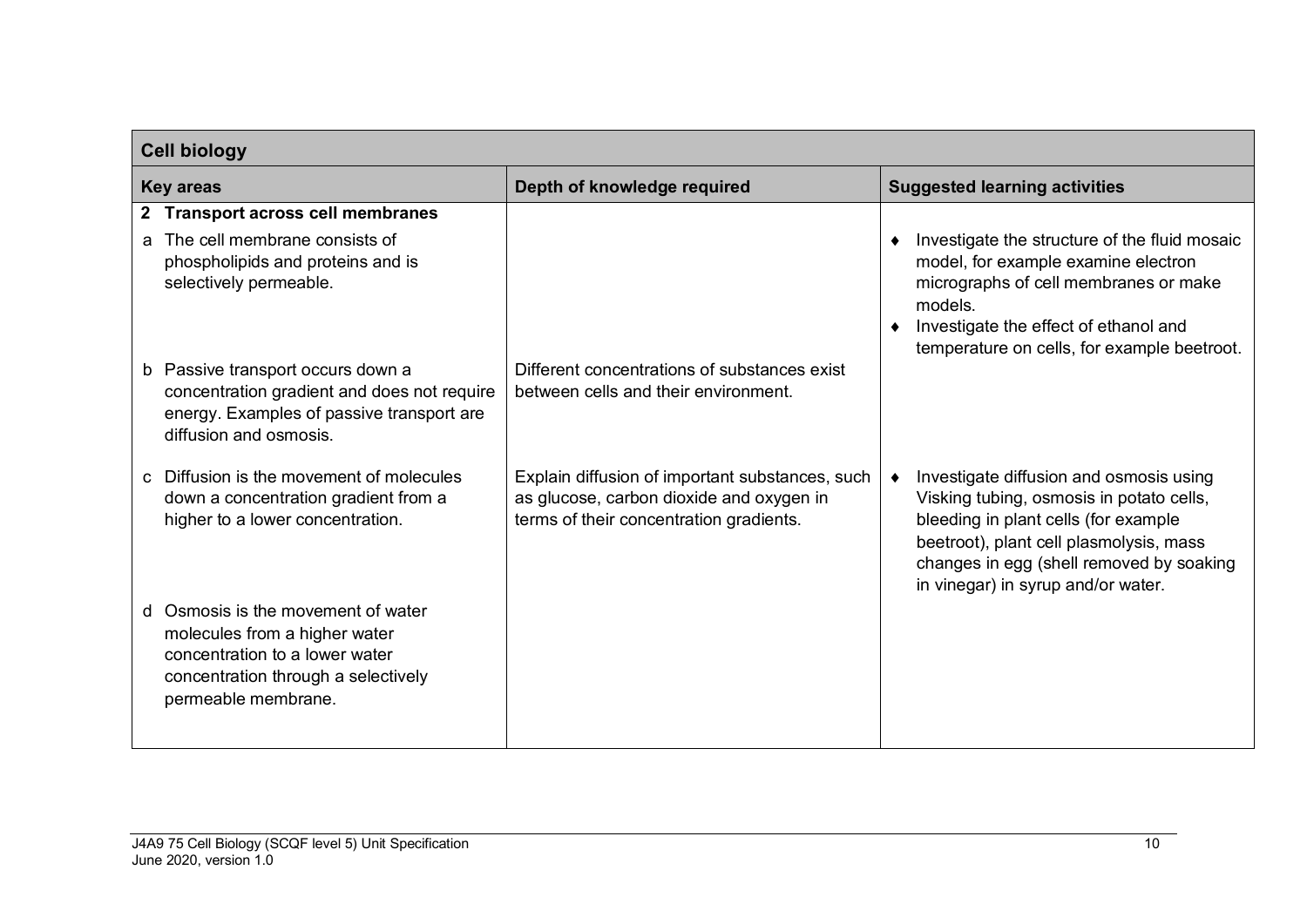| Cell biology | | |
|---|---|---|
| **Key areas** | **Depth of knowledge required** | **Suggested learning activities** |
| **2 Transport across cell membranes** | | |
| a The cell membrane consists of phospholipids and proteins and is selectively permeable. | | ♦ Investigate the structure of the fluid mosaic model, for example examine electron micrographs of cell membranes or make models.<br>♦ Investigate the effect of ethanol and temperature on cells, for example beetroot. |
| b Passive transport occurs down a concentration gradient and does not require energy. Examples of passive transport are diffusion and osmosis. | Different concentrations of substances exist between cells and their environment. | |
| c Diffusion is the movement of molecules down a concentration gradient from a higher to a lower concentration. | Explain diffusion of important substances, such as glucose, carbon dioxide and oxygen in terms of their concentration gradients. | ♦ Investigate diffusion and osmosis using Visking tubing, osmosis in potato cells, bleeding in plant cells (for example beetroot), plant cell plasmolysis, mass changes in egg (shell removed by soaking in vinegar) in syrup and/or water. |
| d Osmosis is the movement of water molecules from a higher water concentration to a lower water concentration through a selectively permeable membrane. | | |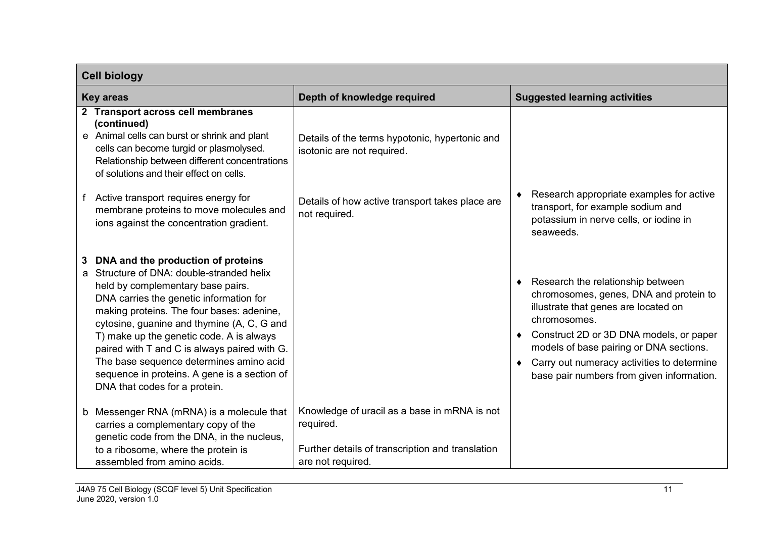| Cell biology | | |
|---|---|---|
| **Key areas** | **Depth of knowledge required** | **Suggested learning activities** |
| **2 Transport across cell membranes (continued)**<br>e Animal cells can burst or shrink and plant cells can become turgid or plasmolysed. Relationship between different concentrations of solutions and their effect on cells. | Details of the terms hypotonic, hypertonic and isotonic are not required. | |
| f Active transport requires energy for membrane proteins to move molecules and ions against the concentration gradient. | Details of how active transport takes place are not required. | ♦ Research appropriate examples for active transport, for example sodium and potassium in nerve cells, or iodine in seaweeds. |
| **3 DNA and the production of proteins**<br>a Structure of DNA: double-stranded helix held by complementary base pairs. DNA carries the genetic information for making proteins. The four bases: adenine, cytosine, guanine and thymine (A, C, G and T) make up the genetic code. A is always paired with T and C is always paired with G. The base sequence determines amino acid sequence in proteins. A gene is a section of DNA that codes for a protein. | | ♦ Research the relationship between chromosomes, genes, DNA and protein to illustrate that genes are located on chromosomes.<br>♦ Construct 2D or 3D DNA models, or paper models of base pairing or DNA sections.<br>♦ Carry out numeracy activities to determine base pair numbers from given information. |
| b Messenger RNA (mRNA) is a molecule that carries a complementary copy of the genetic code from the DNA, in the nucleus, to a ribosome, where the protein is assembled from amino acids. | Knowledge of uracil as a base in mRNA is not required.<br><br>Further details of transcription and translation are not required. | |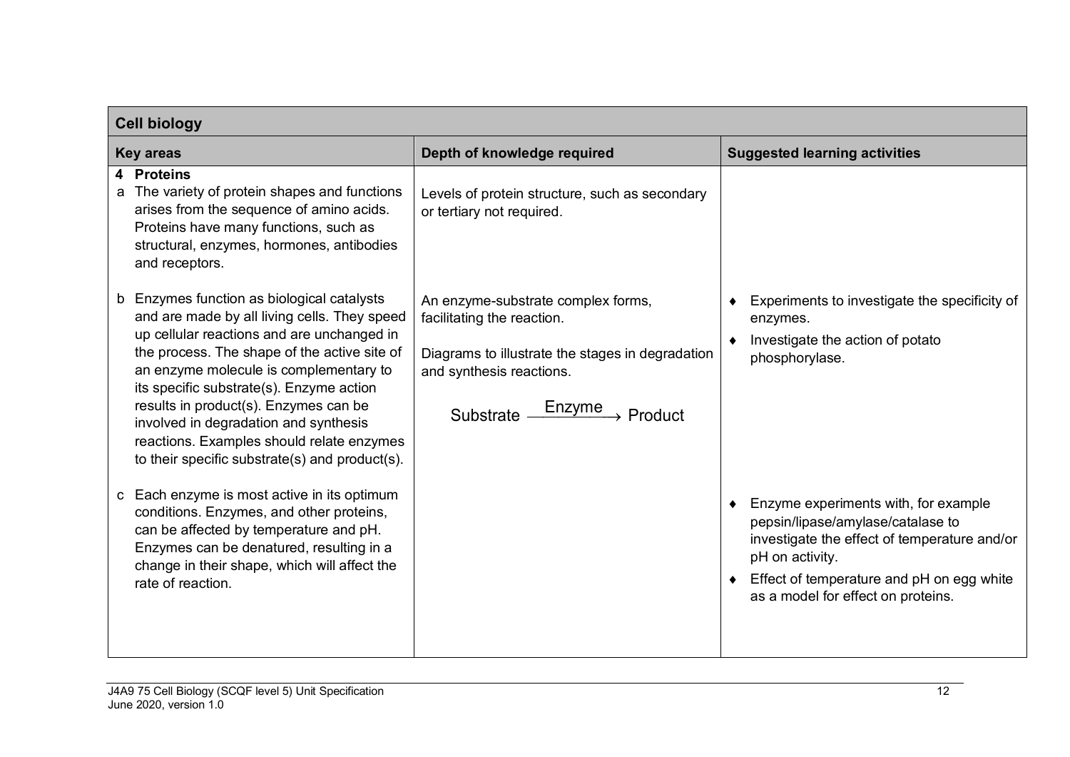| Cell biology | | |
|---|---|---|
| **Key areas** | **Depth of knowledge required** | **Suggested learning activities** |
| **4 Proteins**<br>a The variety of protein shapes and functions arises from the sequence of amino acids. Proteins have many functions, such as structural, enzymes, hormones, antibodies and receptors. | Levels of protein structure, such as secondary or tertiary not required. | |
| b Enzymes function as biological catalysts and are made by all living cells. They speed up cellular reactions and are unchanged in the process. The shape of the active site of an enzyme molecule is complementary to its specific substrate(s). Enzyme action results in product(s). Enzymes can be involved in degradation and synthesis reactions. Examples should relate enzymes to their specific substrate(s) and product(s). | An enzyme-substrate complex forms, facilitating the reaction.<br><br>Diagrams to illustrate the stages in degradation and synthesis reactions.<br><br>$\text{Substrate} \xrightarrow{\text{Enzyme}} \text{Product}$ | ♦ Experiments to investigate the specificity of enzymes.<br>♦ Investigate the action of potato phosphorylase. |
| c Each enzyme is most active in its optimum conditions. Enzymes, and other proteins, can be affected by temperature and pH. Enzymes can be denatured, resulting in a change in their shape, which will affect the rate of reaction. | | ♦ Enzyme experiments with, for example pepsin/lipase/amylase/catalase to investigate the effect of temperature and/or pH on activity.<br>♦ Effect of temperature and pH on egg white as a model for effect on proteins. |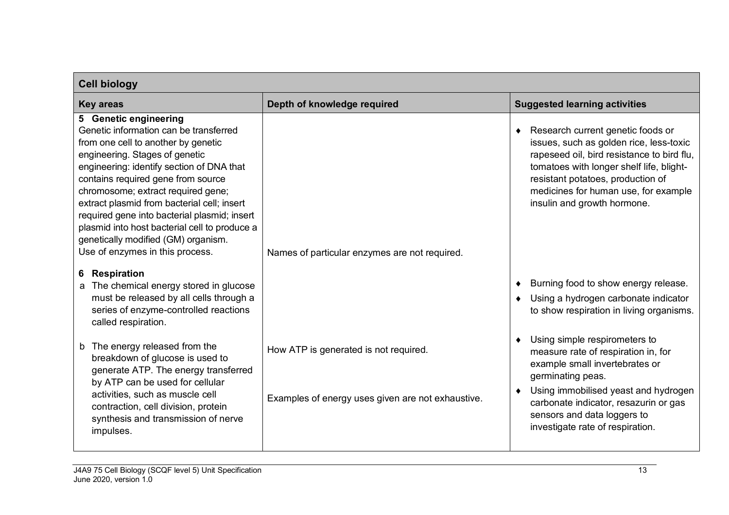| Cell biology | | |
|---|---|---|
| **Key areas** | **Depth of knowledge required** | **Suggested learning activities** |
| **5 Genetic engineering**<br>Genetic information can be transferred from one cell to another by genetic engineering. Stages of genetic engineering: identify section of DNA that contains required gene from source chromosome; extract required gene; extract plasmid from bacterial cell; insert required gene into bacterial plasmid; insert plasmid into host bacterial cell to produce a genetically modified (GM) organism.<br>Use of enzymes in this process. | Names of particular enzymes are not required. | ♦ Research current genetic foods or issues, such as golden rice, less-toxic rapeseed oil, bird resistance to bird flu, tomatoes with longer shelf life, blight-resistant potatoes, production of medicines for human use, for example insulin and growth hormone. |
| **6 Respiration**<br>a The chemical energy stored in glucose must be released by all cells through a series of enzyme-controlled reactions called respiration. | | ♦ Burning food to show energy release.<br>♦ Using a hydrogen carbonate indicator to show respiration in living organisms. |
| b The energy released from the breakdown of glucose is used to generate ATP. The energy transferred by ATP can be used for cellular activities, such as muscle cell contraction, cell division, protein synthesis and transmission of nerve impulses. | How ATP is generated is not required.<br><br>Examples of energy uses given are not exhaustive. | ♦ Using simple respirometers to measure rate of respiration in, for example small invertebrates or germinating peas.<br>♦ Using immobilised yeast and hydrogen carbonate indicator, resazurin or gas sensors and data loggers to investigate rate of respiration. |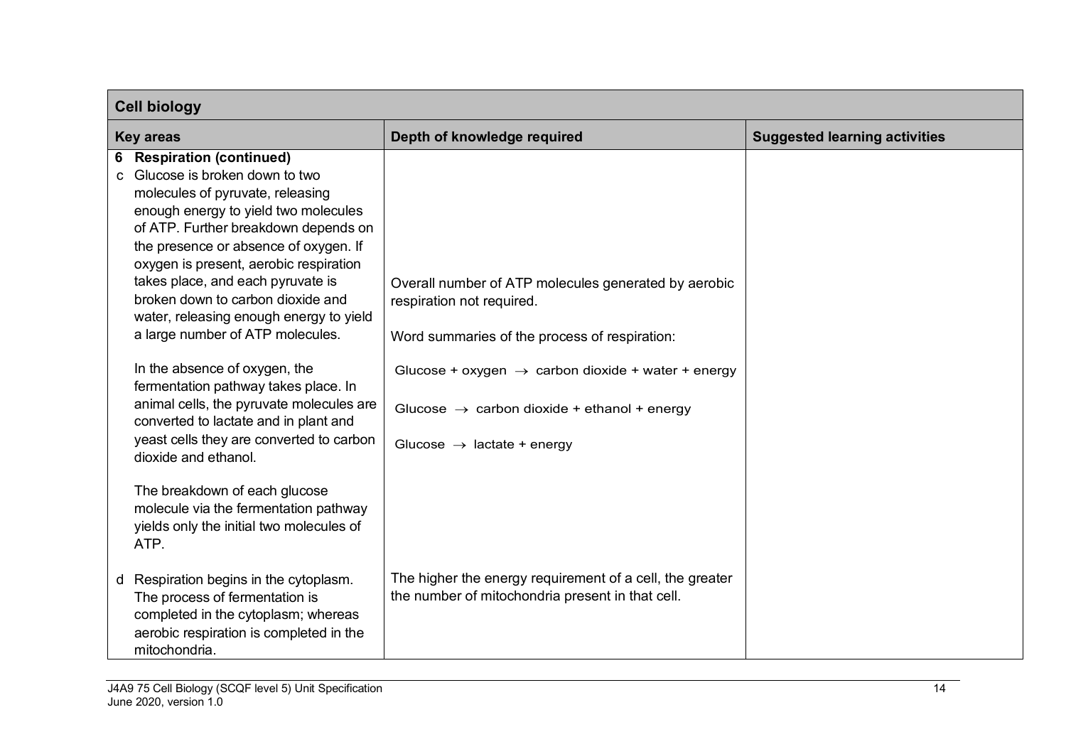| Cell biology | | |
|---|---|---|
| **Key areas** | **Depth of knowledge required** | **Suggested learning activities** |
| **6 Respiration (continued)**<br>c Glucose is broken down to two molecules of pyruvate, releasing enough energy to yield two molecules of ATP. Further breakdown depends on the presence or absence of oxygen. If oxygen is present, aerobic respiration takes place, and each pyruvate is broken down to carbon dioxide and water, releasing enough energy to yield a large number of ATP molecules.<br><br>In the absence of oxygen, the fermentation pathway takes place. In animal cells, the pyruvate molecules are converted to lactate and in plant and yeast cells they are converted to carbon dioxide and ethanol.<br><br>The breakdown of each glucose molecule via the fermentation pathway yields only the initial two molecules of ATP. | Overall number of ATP molecules generated by aerobic respiration not required.<br><br>Word summaries of the process of respiration:<br><br>Glucose + oxygen $\rightarrow$ carbon dioxide + water + energy<br><br>Glucose $\rightarrow$ carbon dioxide + ethanol + energy<br><br>Glucose $\rightarrow$ lactate + energy | |
| d Respiration begins in the cytoplasm. The process of fermentation is completed in the cytoplasm; whereas aerobic respiration is completed in the mitochondria. | The higher the energy requirement of a cell, the greater the number of mitochondria present in that cell. | |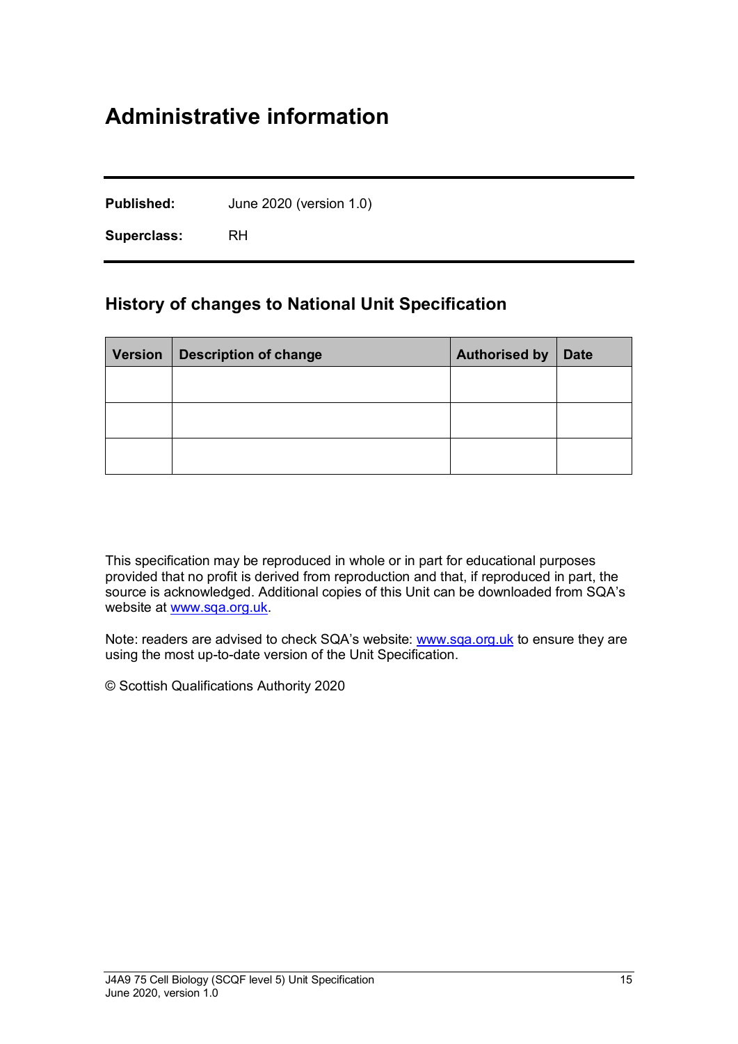# Administrative information

**Published:** June 2020 (version 1.0)

**Superclass:** RH

## History of changes to National Unit Specification

| Version | Description of change | Authorised by | Date |
|---|---|---|---|
| | | | |
| | | | |
| | | | |

This specification may be reproduced in whole or in part for educational purposes provided that no profit is derived from reproduction and that, if reproduced in part, the source is acknowledged. Additional copies of this Unit can be downloaded from SQA's website at www.sqa.org.uk.

Note: readers are advised to check SQA's website: www.sqa.org.uk to ensure they are using the most up-to-date version of the Unit Specification.

© Scottish Qualifications Authority 2020